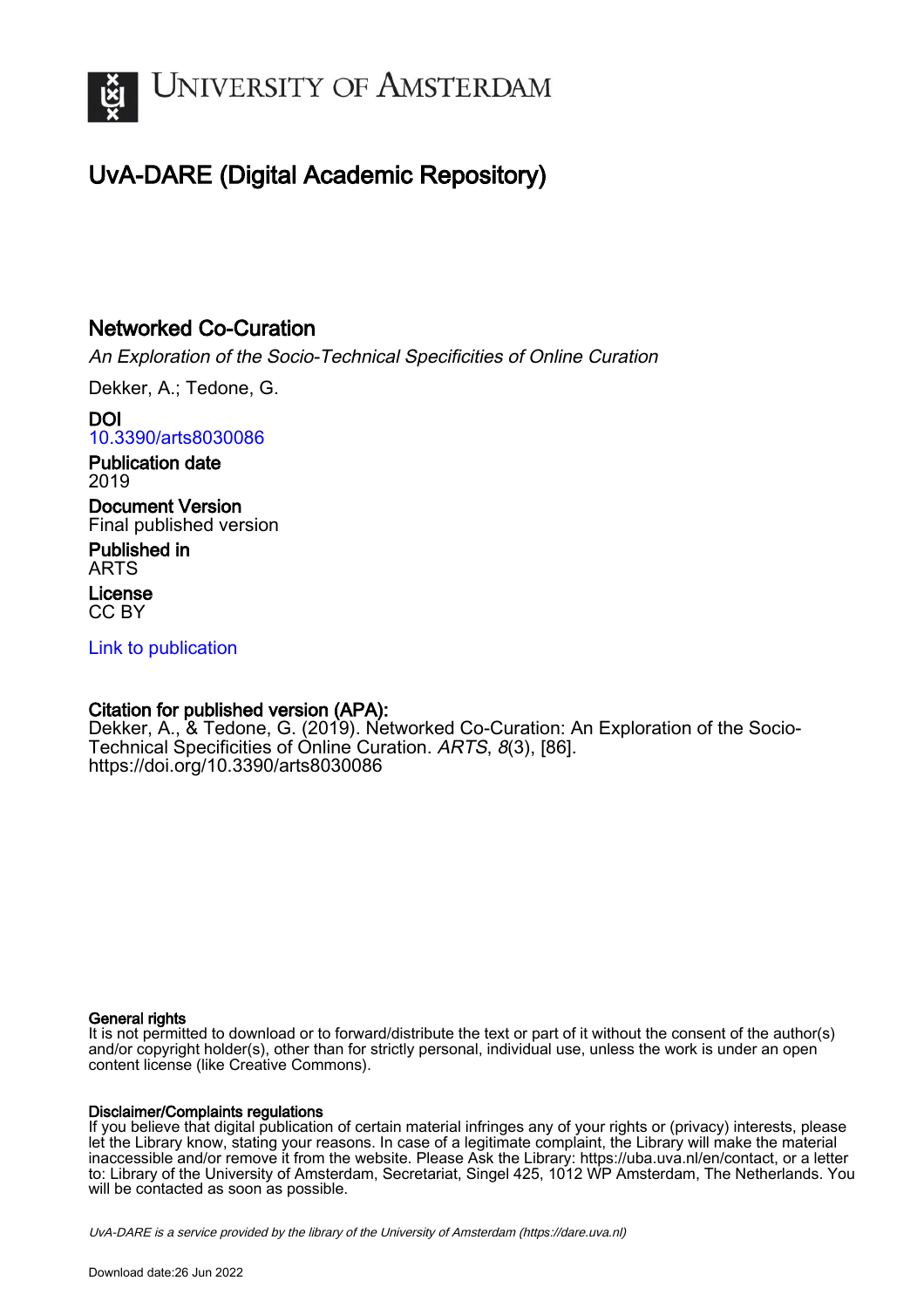# UvA-DARE (Digital Academic Repository)

## Networked Co-Curation

*An Exploration of the Socio-Technical Specificities of Online Curation*

Dekker, A.; Tedone, G.

**DOI**
10.3390/arts8030086

**Publication date**
2019

**Document Version**
Final published version

**Published in**
ARTS

**License**
CC BY

Link to publication

**Citation for published version (APA):**
Dekker, A., & Tedone, G. (2019). Networked Co-Curation: An Exploration of the Socio-Technical Specificities of Online Curation. *ARTS*, *8*(3), [86]. https://doi.org/10.3390/arts8030086

**General rights**
It is not permitted to download or to forward/distribute the text or part of it without the consent of the author(s) and/or copyright holder(s), other than for strictly personal, individual use, unless the work is under an open content license (like Creative Commons).

**Disclaimer/Complaints regulations**
If you believe that digital publication of certain material infringes any of your rights or (privacy) interests, please let the Library know, stating your reasons. In case of a legitimate complaint, the Library will make the material inaccessible and/or remove it from the website. Please Ask the Library: https://uba.uva.nl/en/contact, or a letter to: Library of the University of Amsterdam, Secretariat, Singel 425, 1012 WP Amsterdam, The Netherlands. You will be contacted as soon as possible.

*UvA-DARE is a service provided by the library of the University of Amsterdam (https://dare.uva.nl)*

Download date:26 Jun 2022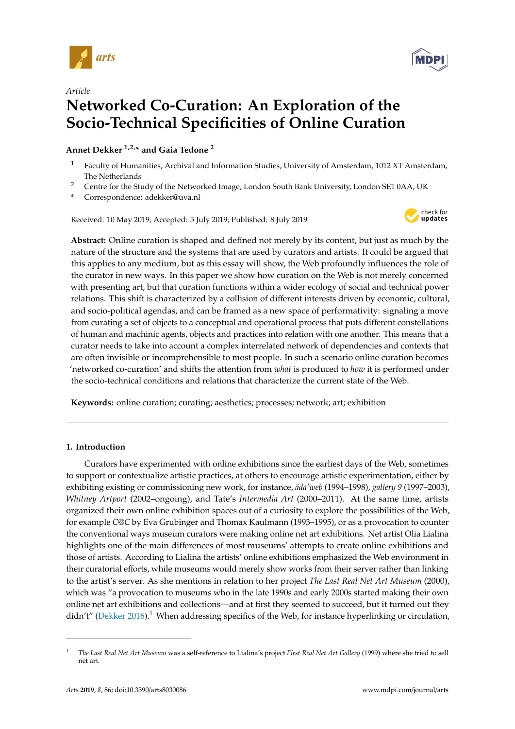# Networked Co-Curation: An Exploration of the Socio-Technical Specificities of Online Curation

**Annet Dekker** [1,2,*] **and Gaia Tedone** [2]

[1] Faculty of Humanities, Archival and Information Studies, University of Amsterdam, 1012 XT Amsterdam, The Netherlands

[2] Centre for the Study of the Networked Image, London South Bank University, London SE1 0AA, UK

[*] Correspondence: adekker@uva.nl

Received: 10 May 2019; Accepted: 5 July 2019; Published: 8 July 2019

**Abstract:** Online curation is shaped and defined not merely by its content, but just as much by the nature of the structure and the systems that are used by curators and artists. It could be argued that this applies to any medium, but as this essay will show, the Web profoundly influences the role of the curator in new ways. In this paper we show how curation on the Web is not merely concerned with presenting art, but that curation functions within a wider ecology of social and technical power relations. This shift is characterized by a collision of different interests driven by economic, cultural, and socio-political agendas, and can be framed as a new space of performativity: signaling a move from curating a set of objects to a conceptual and operational process that puts different constellations of human and machinic agents, objects and practices into relation with one another. This means that a curator needs to take into account a complex interrelated network of dependencies and contexts that are often invisible or incomprehensible to most people. In such a scenario online curation becomes 'networked co-curation' and shifts the attention from *what* is produced to *how* it is performed under the socio-technical conditions and relations that characterize the current state of the Web.

**Keywords:** online curation; curating; aesthetics; processes; network; art; exhibition

## 1. Introduction

Curators have experimented with online exhibitions since the earliest days of the Web, sometimes to support or contextualize artistic practices, at others to encourage artistic experimentation, either by exhibiting existing or commissioning new work, for instance, *äda'web* (1994–1998), *gallery 9* (1997–2003), *Whitney Artport* (2002–ongoing), and Tate's *Intermedia Art* (2000–2011). At the same time, artists organized their own online exhibition spaces out of a curiosity to explore the possibilities of the Web, for example *C@C* by Eva Grubinger and Thomax Kaulmann (1993–1995), or as a provocation to counter the conventional ways museum curators were making online net art exhibitions. Net artist Olia Lialina highlights one of the main differences of most museums' attempts to create online exhibitions and those of artists. According to Lialina the artists' online exhibitions emphasized the Web environment in their curatorial efforts, while museums would merely show works from their server rather than linking to the artist's server. As she mentions in relation to her project *The Last Real Net Art Museum* (2000), which was "a provocation to museums who in the late 1990s and early 2000s started making their own online net art exhibitions and collections—and at first they seemed to succeed, but it turned out they didn't" (Dekker 2016).[1] When addressing specifics of the Web, for instance hyperlinking or circulation,

[1] *The Last Real Net Art Museum* was a self-reference to Lialina's project *First Real Net Art Gallery* (1999) where she tried to sell net art.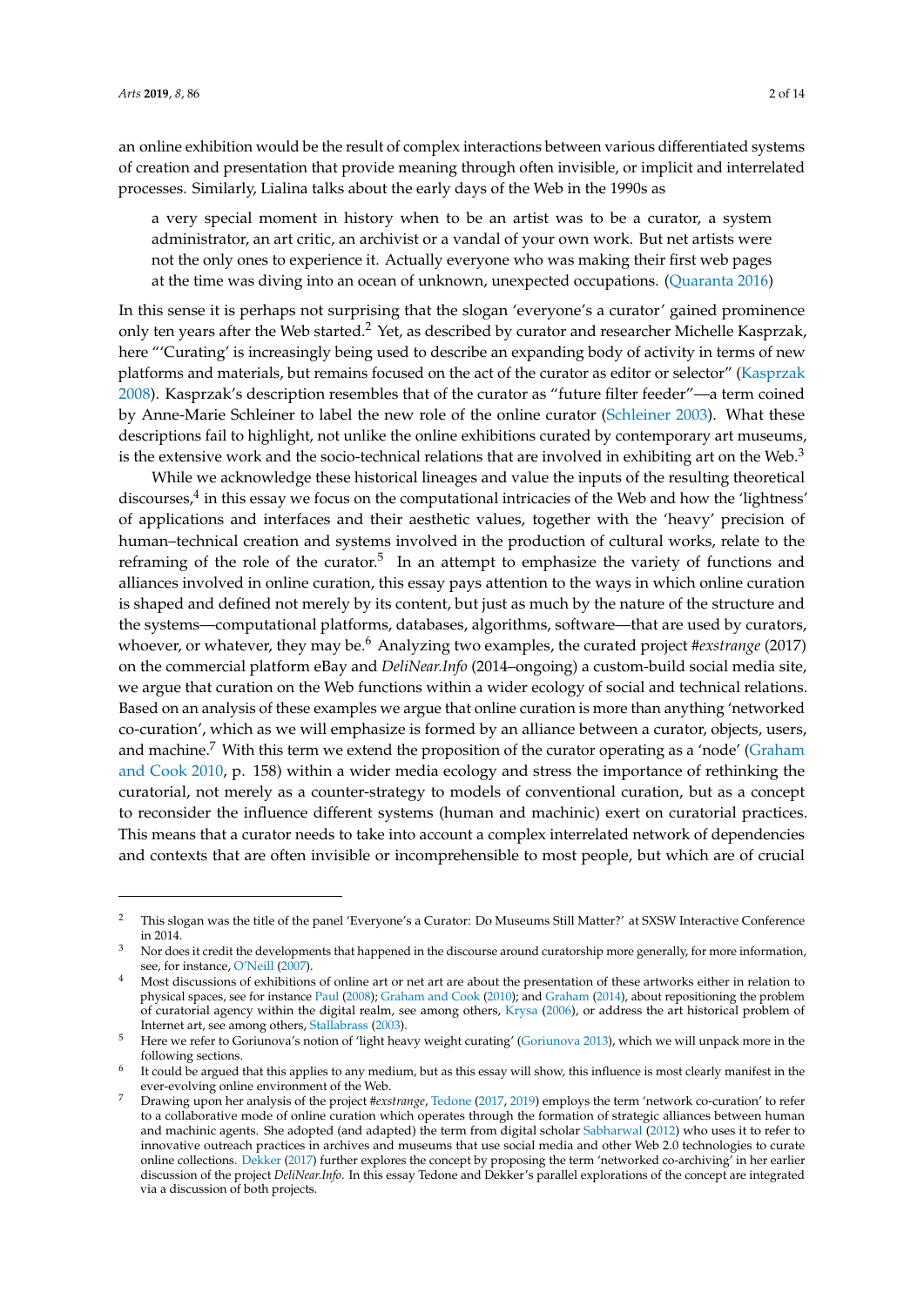an online exhibition would be the result of complex interactions between various differentiated systems of creation and presentation that provide meaning through often invisible, or implicit and interrelated processes. Similarly, Lialina talks about the early days of the Web in the 1990s as

> a very special moment in history when to be an artist was to be a curator, a system administrator, an art critic, an archivist or a vandal of your own work. But net artists were not the only ones to experience it. Actually everyone who was making their first web pages at the time was diving into an ocean of unknown, unexpected occupations. (Quaranta 2016)

In this sense it is perhaps not surprising that the slogan 'everyone's a curator' gained prominence only ten years after the Web started.[2] Yet, as described by curator and researcher Michelle Kasprzak, here "'Curating' is increasingly being used to describe an expanding body of activity in terms of new platforms and materials, but remains focused on the act of the curator as editor or selector" (Kasprzak 2008). Kasprzak's description resembles that of the curator as "future filter feeder"—a term coined by Anne-Marie Schleiner to label the new role of the online curator (Schleiner 2003). What these descriptions fail to highlight, not unlike the online exhibitions curated by contemporary art museums, is the extensive work and the socio-technical relations that are involved in exhibiting art on the Web.[3]

While we acknowledge these historical lineages and value the inputs of the resulting theoretical discourses,[4] in this essay we focus on the computational intricacies of the Web and how the 'lightness' of applications and interfaces and their aesthetic values, together with the 'heavy' precision of human–technical creation and systems involved in the production of cultural works, relate to the reframing of the role of the curator.[5] In an attempt to emphasize the variety of functions and alliances involved in online curation, this essay pays attention to the ways in which online curation is shaped and defined not merely by its content, but just as much by the nature of the structure and the systems—computational platforms, databases, algorithms, software—that are used by curators, whoever, or whatever, they may be.[6] Analyzing two examples, the curated project *#exstrange* (2017) on the commercial platform eBay and *DeliNear.Info* (2014–ongoing) a custom-build social media site, we argue that curation on the Web functions within a wider ecology of social and technical relations. Based on an analysis of these examples we argue that online curation is more than anything 'networked co-curation', which as we will emphasize is formed by an alliance between a curator, objects, users, and machine.[7] With this term we extend the proposition of the curator operating as a 'node' (Graham and Cook 2010, p. 158) within a wider media ecology and stress the importance of rethinking the curatorial, not merely as a counter-strategy to models of conventional curation, but as a concept to reconsider the influence different systems (human and machinic) exert on curatorial practices. This means that a curator needs to take into account a complex interrelated network of dependencies and contexts that are often invisible or incomprehensible to most people, but which are of crucial

---

[2] This slogan was the title of the panel 'Everyone's a Curator: Do Museums Still Matter?' at SXSW Interactive Conference in 2014.

[3] Nor does it credit the developments that happened in the discourse around curatorship more generally, for more information, see, for instance, O'Neill (2007).

[4] Most discussions of exhibitions of online art or net art are about the presentation of these artworks either in relation to physical spaces, see for instance Paul (2008); Graham and Cook (2010); and Graham (2014), about repositioning the problem of curatorial agency within the digital realm, see among others, Krysa (2006), or address the art historical problem of Internet art, see among others, Stallabrass (2003).

[5] Here we refer to Goriunova's notion of 'light heavy weight curating' (Goriunova 2013), which we will unpack more in the following sections.

[6] It could be argued that this applies to any medium, but as this essay will show, this influence is most clearly manifest in the ever-evolving online environment of the Web.

[7] Drawing upon her analysis of the project *#exstrange*, Tedone (2017, 2019) employs the term 'network co-curation' to refer to a collaborative mode of online curation which operates through the formation of strategic alliances between human and machinic agents. She adopted (and adapted) the term from digital scholar Sabharwal (2012) who uses it to refer to innovative outreach practices in archives and museums that use social media and other Web 2.0 technologies to curate online collections. Dekker (2017) further explores the concept by proposing the term 'networked co-archiving' in her earlier discussion of the project *DeliNear.Info*. In this essay Tedone and Dekker's parallel explorations of the concept are integrated via a discussion of both projects.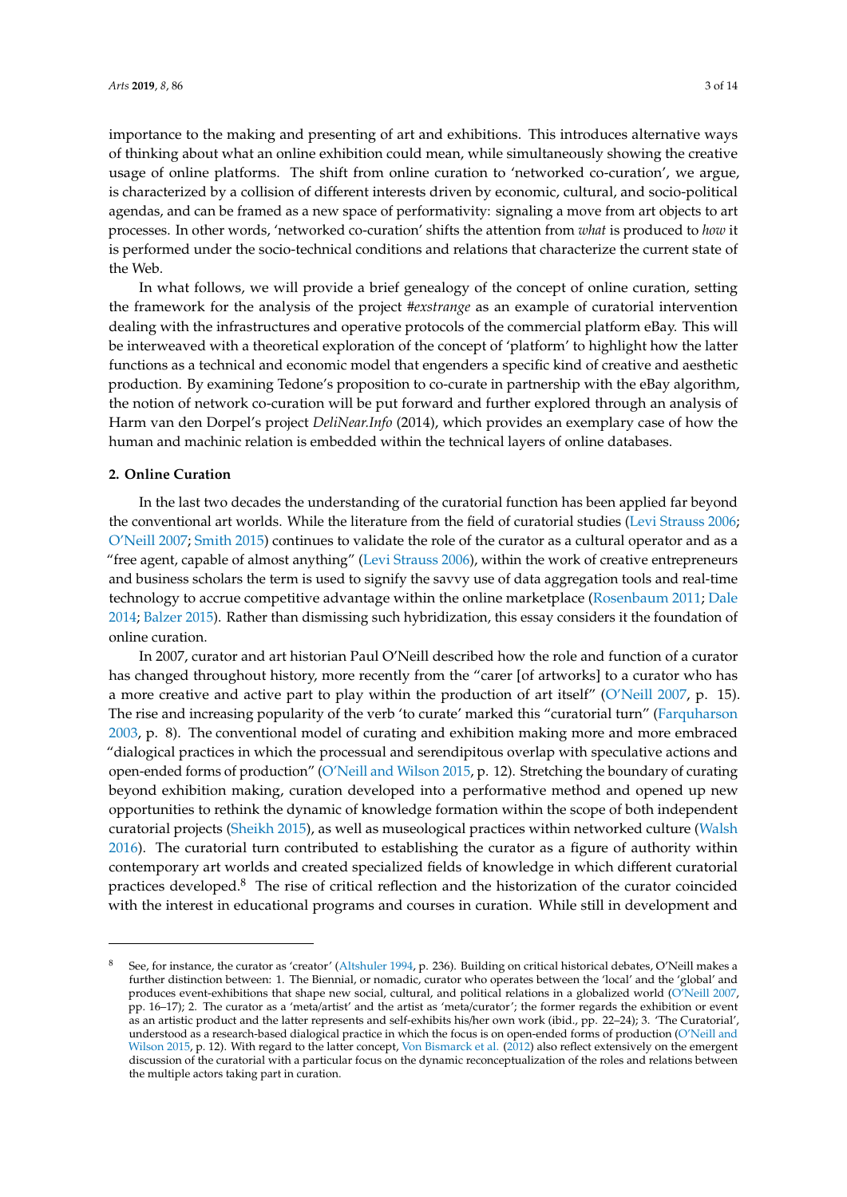importance to the making and presenting of art and exhibitions. This introduces alternative ways of thinking about what an online exhibition could mean, while simultaneously showing the creative usage of online platforms. The shift from online curation to 'networked co-curation', we argue, is characterized by a collision of different interests driven by economic, cultural, and socio-political agendas, and can be framed as a new space of performativity: signaling a move from art objects to art processes. In other words, 'networked co-curation' shifts the attention from *what* is produced to *how* it is performed under the socio-technical conditions and relations that characterize the current state of the Web.

In what follows, we will provide a brief genealogy of the concept of online curation, setting the framework for the analysis of the project *#exstrange* as an example of curatorial intervention dealing with the infrastructures and operative protocols of the commercial platform eBay. This will be interweaved with a theoretical exploration of the concept of 'platform' to highlight how the latter functions as a technical and economic model that engenders a specific kind of creative and aesthetic production. By examining Tedone's proposition to co-curate in partnership with the eBay algorithm, the notion of network co-curation will be put forward and further explored through an analysis of Harm van den Dorpel's project *DeliNear.Info* (2014), which provides an exemplary case of how the human and machinic relation is embedded within the technical layers of online databases.

## 2. Online Curation

In the last two decades the understanding of the curatorial function has been applied far beyond the conventional art worlds. While the literature from the field of curatorial studies (Levi Strauss 2006; O'Neill 2007; Smith 2015) continues to validate the role of the curator as a cultural operator and as a "free agent, capable of almost anything" (Levi Strauss 2006), within the work of creative entrepreneurs and business scholars the term is used to signify the savvy use of data aggregation tools and real-time technology to accrue competitive advantage within the online marketplace (Rosenbaum 2011; Dale 2014; Balzer 2015). Rather than dismissing such hybridization, this essay considers it the foundation of online curation.

In 2007, curator and art historian Paul O'Neill described how the role and function of a curator has changed throughout history, more recently from the "carer [of artworks] to a curator who has a more creative and active part to play within the production of art itself" (O'Neill 2007, p. 15). The rise and increasing popularity of the verb 'to curate' marked this "curatorial turn" (Farquharson 2003, p. 8). The conventional model of curating and exhibition making more and more embraced "dialogical practices in which the processual and serendipitous overlap with speculative actions and open-ended forms of production" (O'Neill and Wilson 2015, p. 12). Stretching the boundary of curating beyond exhibition making, curation developed into a performative method and opened up new opportunities to rethink the dynamic of knowledge formation within the scope of both independent curatorial projects (Sheikh 2015), as well as museological practices within networked culture (Walsh 2016). The curatorial turn contributed to establishing the curator as a figure of authority within contemporary art worlds and created specialized fields of knowledge in which different curatorial practices developed.[8] The rise of critical reflection and the historization of the curator coincided with the interest in educational programs and courses in curation. While still in development and

---

[8] See, for instance, the curator as 'creator' (Altshuler 1994, p. 236). Building on critical historical debates, O'Neill makes a further distinction between: 1. The Biennial, or nomadic, curator who operates between the 'local' and the 'global' and produces event-exhibitions that shape new social, cultural, and political relations in a globalized world (O'Neill 2007, pp. 16–17); 2. The curator as a 'meta/artist' and the artist as 'meta/curator'; the former regards the exhibition or event as an artistic product and the latter represents and self-exhibits his/her own work (ibid., pp. 22–24); 3. 'The Curatorial', understood as a research-based dialogical practice in which the focus is on open-ended forms of production (O'Neill and Wilson 2015, p. 12). With regard to the latter concept, Von Bismarck et al. (2012) also reflect extensively on the emergent discussion of the curatorial with a particular focus on the dynamic reconceptualization of the roles and relations between the multiple actors taking part in curation.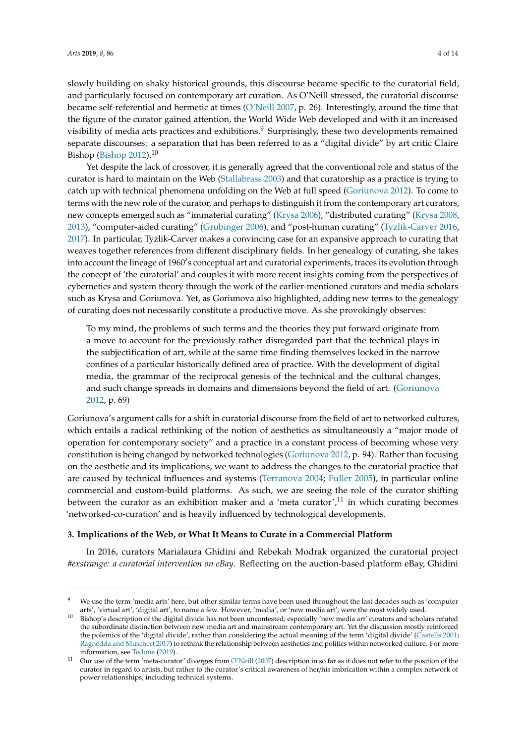slowly building on shaky historical grounds, this discourse became specific to the curatorial field, and particularly focused on contemporary art curation. As O'Neill stressed, the curatorial discourse became self-referential and hermetic at times (O'Neill 2007, p. 26). Interestingly, around the time that the figure of the curator gained attention, the World Wide Web developed and with it an increased visibility of media arts practices and exhibitions.[9] Surprisingly, these two developments remained separate discourses: a separation that has been referred to as a "digital divide" by art critic Claire Bishop (Bishop 2012).[10]

Yet despite the lack of crossover, it is generally agreed that the conventional role and status of the curator is hard to maintain on the Web (Stallabrass 2003) and that curatorship as a practice is trying to catch up with technical phenomena unfolding on the Web at full speed (Goriunova 2012). To come to terms with the new role of the curator, and perhaps to distinguish it from the contemporary art curators, new concepts emerged such as "immaterial curating" (Krysa 2006), "distributed curating" (Krysa 2008, 2013), "computer-aided curating" (Grubinger 2006), and "post-human curating" (Tyzlik-Carver 2016, 2017). In particular, Tyżlik-Carver makes a convincing case for an expansive approach to curating that weaves together references from different disciplinary fields. In her genealogy of curating, she takes into account the lineage of 1960's conceptual art and curatorial experiments, traces its evolution through the concept of 'the curatorial' and couples it with more recent insights coming from the perspectives of cybernetics and system theory through the work of the earlier-mentioned curators and media scholars such as Krysa and Goriunova. Yet, as Goriunova also highlighted, adding new terms to the genealogy of curating does not necessarily constitute a productive move. As she provokingly observes:

> To my mind, the problems of such terms and the theories they put forward originate from a move to account for the previously rather disregarded part that the technical plays in the subjectification of art, while at the same time finding themselves locked in the narrow confines of a particular historically defined area of practice. With the development of digital media, the grammar of the reciprocal genesis of the technical and the cultural changes, and such change spreads in domains and dimensions beyond the field of art. (Goriunova 2012, p. 69)

Goriunova's argument calls for a shift in curatorial discourse from the field of art to networked cultures, which entails a radical rethinking of the notion of aesthetics as simultaneously a "major mode of operation for contemporary society" and a practice in a constant process of becoming whose very constitution is being changed by networked technologies (Goriunova 2012, p. 94). Rather than focusing on the aesthetic and its implications, we want to address the changes to the curatorial practice that are caused by technical influences and systems (Terranova 2004; Fuller 2005), in particular online commercial and custom-build platforms. As such, we are seeing the role of the curator shifting between the curator as an exhibition maker and a 'meta curator',[11] in which curating becomes 'networked-co-curation' and is heavily influenced by technological developments.

### 3. Implications of the Web, or What It Means to Curate in a Commercial Platform

In 2016, curators Marialaura Ghidini and Rebekah Modrak organized the curatorial project *#exstrange: a curatorial intervention on eBay*. Reflecting on the auction-based platform eBay, Ghidini

---

[9] We use the term 'media arts' here, but other similar terms have been used throughout the last decades such as 'computer arts', 'virtual art', 'digital art', to name a few. However, 'media', or 'new media art', were the most widely used.

[10] Bishop's description of the digital divide has not been uncontested; especially 'new media art' curators and scholars refuted the subordinate distinction between new media art and mainstream contemporary art. Yet the discussion mostly reinforced the polemics of the 'digital divide', rather than considering the actual meaning of the term 'digital divide' (Castells 2001; Ragnedda and Muschert 2017) to rethink the relationship between aesthetics and politics within networked culture. For more information, see Tedone (2019).

[11] Our use of the term 'meta-curator' diverges from O'Neill (2007) description in so far as it does not refer to the position of the curator in regard to artists, but rather to the curator's critical awareness of her/his imbrication within a complex network of power relationships, including technical systems.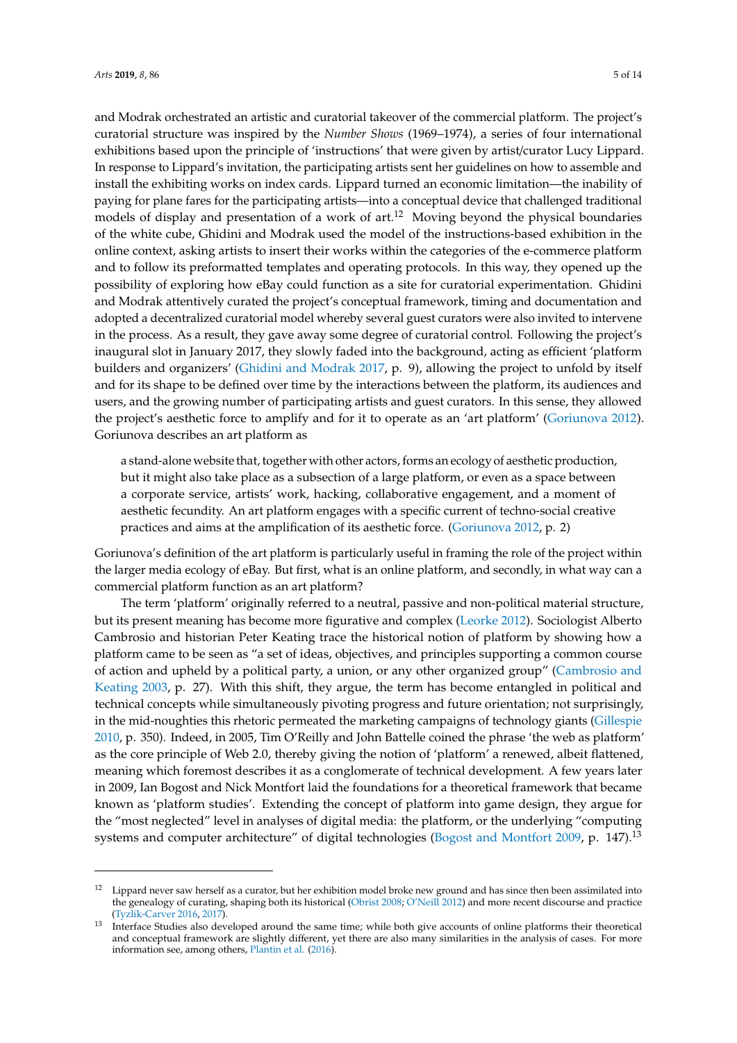and Modrak orchestrated an artistic and curatorial takeover of the commercial platform. The project's curatorial structure was inspired by the *Number Shows* (1969–1974), a series of four international exhibitions based upon the principle of 'instructions' that were given by artist/curator Lucy Lippard. In response to Lippard's invitation, the participating artists sent her guidelines on how to assemble and install the exhibiting works on index cards. Lippard turned an economic limitation—the inability of paying for plane fares for the participating artists—into a conceptual device that challenged traditional models of display and presentation of a work of art.[12] Moving beyond the physical boundaries of the white cube, Ghidini and Modrak used the model of the instructions-based exhibition in the online context, asking artists to insert their works within the categories of the e-commerce platform and to follow its preformatted templates and operating protocols. In this way, they opened up the possibility of exploring how eBay could function as a site for curatorial experimentation. Ghidini and Modrak attentively curated the project's conceptual framework, timing and documentation and adopted a decentralized curatorial model whereby several guest curators were also invited to intervene in the process. As a result, they gave away some degree of curatorial control. Following the project's inaugural slot in January 2017, they slowly faded into the background, acting as efficient 'platform builders and organizers' (Ghidini and Modrak 2017, p. 9), allowing the project to unfold by itself and for its shape to be defined over time by the interactions between the platform, its audiences and users, and the growing number of participating artists and guest curators. In this sense, they allowed the project's aesthetic force to amplify and for it to operate as an 'art platform' (Goriunova 2012). Goriunova describes an art platform as

> a stand-alone website that, together with other actors, forms an ecology of aesthetic production, but it might also take place as a subsection of a large platform, or even as a space between a corporate service, artists' work, hacking, collaborative engagement, and a moment of aesthetic fecundity. An art platform engages with a specific current of techno-social creative practices and aims at the amplification of its aesthetic force. (Goriunova 2012, p. 2)

Goriunova's definition of the art platform is particularly useful in framing the role of the project within the larger media ecology of eBay. But first, what is an online platform, and secondly, in what way can a commercial platform function as an art platform?

The term 'platform' originally referred to a neutral, passive and non-political material structure, but its present meaning has become more figurative and complex (Leorke 2012). Sociologist Alberto Cambrosio and historian Peter Keating trace the historical notion of platform by showing how a platform came to be seen as "a set of ideas, objectives, and principles supporting a common course of action and upheld by a political party, a union, or any other organized group" (Cambrosio and Keating 2003, p. 27). With this shift, they argue, the term has become entangled in political and technical concepts while simultaneously pivoting progress and future orientation; not surprisingly, in the mid-noughties this rhetoric permeated the marketing campaigns of technology giants (Gillespie 2010, p. 350). Indeed, in 2005, Tim O'Reilly and John Battelle coined the phrase 'the web as platform' as the core principle of Web 2.0, thereby giving the notion of 'platform' a renewed, albeit flattened, meaning which foremost describes it as a conglomerate of technical development. A few years later in 2009, Ian Bogost and Nick Montfort laid the foundations for a theoretical framework that became known as 'platform studies'. Extending the concept of platform into game design, they argue for the "most neglected" level in analyses of digital media: the platform, or the underlying "computing systems and computer architecture" of digital technologies (Bogost and Montfort 2009, p. 147).[13]

---

[12] Lippard never saw herself as a curator, but her exhibition model broke new ground and has since then been assimilated into the genealogy of curating, shaping both its historical (Obrist 2008; O'Neill 2012) and more recent discourse and practice (Tyzlik-Carver 2016, 2017).

[13] Interface Studies also developed around the same time; while both give accounts of online platforms their theoretical and conceptual framework are slightly different, yet there are also many similarities in the analysis of cases. For more information see, among others, Plantin et al. (2016).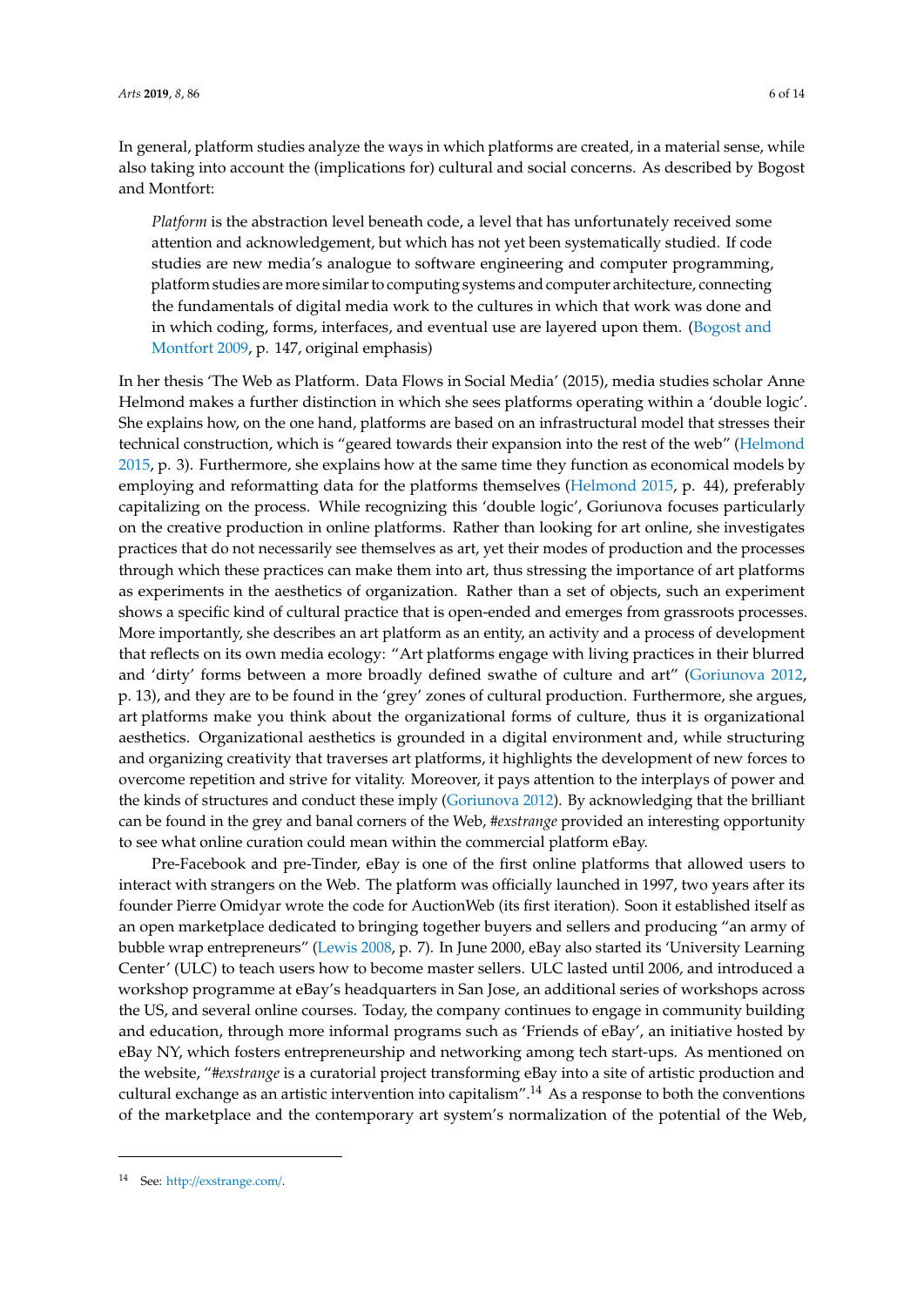In general, platform studies analyze the ways in which platforms are created, in a material sense, while also taking into account the (implications for) cultural and social concerns. As described by Bogost and Montfort:

> *Platform* is the abstraction level beneath code, a level that has unfortunately received some attention and acknowledgement, but which has not yet been systematically studied. If code studies are new media's analogue to software engineering and computer programming, platform studies are more similar to computing systems and computer architecture, connecting the fundamentals of digital media work to the cultures in which that work was done and in which coding, forms, interfaces, and eventual use are layered upon them. (Bogost and Montfort 2009, p. 147, original emphasis)

In her thesis 'The Web as Platform. Data Flows in Social Media' (2015), media studies scholar Anne Helmond makes a further distinction in which she sees platforms operating within a 'double logic'. She explains how, on the one hand, platforms are based on an infrastructural model that stresses their technical construction, which is "geared towards their expansion into the rest of the web" (Helmond 2015, p. 3). Furthermore, she explains how at the same time they function as economical models by employing and reformatting data for the platforms themselves (Helmond 2015, p. 44), preferably capitalizing on the process. While recognizing this 'double logic', Goriunova focuses particularly on the creative production in online platforms. Rather than looking for art online, she investigates practices that do not necessarily see themselves as art, yet their modes of production and the processes through which these practices can make them into art, thus stressing the importance of art platforms as experiments in the aesthetics of organization. Rather than a set of objects, such an experiment shows a specific kind of cultural practice that is open-ended and emerges from grassroots processes. More importantly, she describes an art platform as an entity, an activity and a process of development that reflects on its own media ecology: "Art platforms engage with living practices in their blurred and 'dirty' forms between a more broadly defined swathe of culture and art" (Goriunova 2012, p. 13), and they are to be found in the 'grey' zones of cultural production. Furthermore, she argues, art platforms make you think about the organizational forms of culture, thus it is organizational aesthetics. Organizational aesthetics is grounded in a digital environment and, while structuring and organizing creativity that traverses art platforms, it highlights the development of new forces to overcome repetition and strive for vitality. Moreover, it pays attention to the interplays of power and the kinds of structures and conduct these imply (Goriunova 2012). By acknowledging that the brilliant can be found in the grey and banal corners of the Web, *#exstrange* provided an interesting opportunity to see what online curation could mean within the commercial platform eBay.

Pre-Facebook and pre-Tinder, eBay is one of the first online platforms that allowed users to interact with strangers on the Web. The platform was officially launched in 1997, two years after its founder Pierre Omidyar wrote the code for AuctionWeb (its first iteration). Soon it established itself as an open marketplace dedicated to bringing together buyers and sellers and producing "an army of bubble wrap entrepreneurs" (Lewis 2008, p. 7). In June 2000, eBay also started its 'University Learning Center' (ULC) to teach users how to become master sellers. ULC lasted until 2006, and introduced a workshop programme at eBay's headquarters in San Jose, an additional series of workshops across the US, and several online courses. Today, the company continues to engage in community building and education, through more informal programs such as 'Friends of eBay', an initiative hosted by eBay NY, which fosters entrepreneurship and networking among tech start-ups. As mentioned on the website, "*#exstrange* is a curatorial project transforming eBay into a site of artistic production and cultural exchange as an artistic intervention into capitalism".[14] As a response to both the conventions of the marketplace and the contemporary art system's normalization of the potential of the Web,

[14] See: http://exstrange.com/.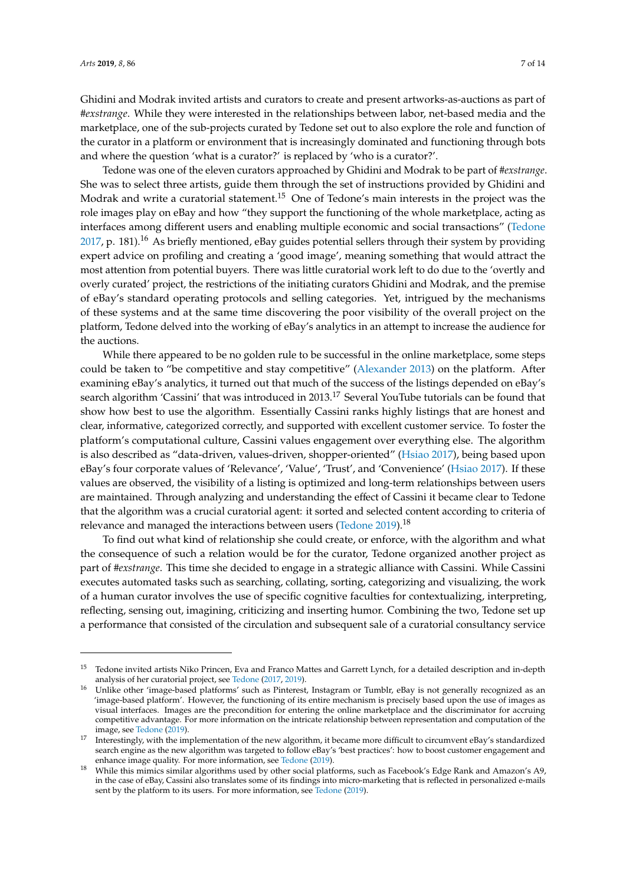Ghidini and Modrak invited artists and curators to create and present artworks-as-auctions as part of *#exstrange*. While they were interested in the relationships between labor, net-based media and the marketplace, one of the sub-projects curated by Tedone set out to also explore the role and function of the curator in a platform or environment that is increasingly dominated and functioning through bots and where the question 'what is a curator?' is replaced by 'who is a curator?'.

Tedone was one of the eleven curators approached by Ghidini and Modrak to be part of *#exstrange*. She was to select three artists, guide them through the set of instructions provided by Ghidini and Modrak and write a curatorial statement.[15] One of Tedone's main interests in the project was the role images play on eBay and how "they support the functioning of the whole marketplace, acting as interfaces among different users and enabling multiple economic and social transactions" (Tedone 2017, p. 181).[16] As briefly mentioned, eBay guides potential sellers through their system by providing expert advice on profiling and creating a 'good image', meaning something that would attract the most attention from potential buyers. There was little curatorial work left to do due to the 'overtly and overly curated' project, the restrictions of the initiating curators Ghidini and Modrak, and the premise of eBay's standard operating protocols and selling categories. Yet, intrigued by the mechanisms of these systems and at the same time discovering the poor visibility of the overall project on the platform, Tedone delved into the working of eBay's analytics in an attempt to increase the audience for the auctions.

While there appeared to be no golden rule to be successful in the online marketplace, some steps could be taken to "be competitive and stay competitive" (Alexander 2013) on the platform. After examining eBay's analytics, it turned out that much of the success of the listings depended on eBay's search algorithm 'Cassini' that was introduced in 2013.[17] Several YouTube tutorials can be found that show how best to use the algorithm. Essentially Cassini ranks highly listings that are honest and clear, informative, categorized correctly, and supported with excellent customer service. To foster the platform's computational culture, Cassini values engagement over everything else. The algorithm is also described as "data-driven, values-driven, shopper-oriented" (Hsiao 2017), being based upon eBay's four corporate values of 'Relevance', 'Value', 'Trust', and 'Convenience' (Hsiao 2017). If these values are observed, the visibility of a listing is optimized and long-term relationships between users are maintained. Through analyzing and understanding the effect of Cassini it became clear to Tedone that the algorithm was a crucial curatorial agent: it sorted and selected content according to criteria of relevance and managed the interactions between users (Tedone 2019).[18]

To find out what kind of relationship she could create, or enforce, with the algorithm and what the consequence of such a relation would be for the curator, Tedone organized another project as part of *#exstrange*. This time she decided to engage in a strategic alliance with Cassini. While Cassini executes automated tasks such as searching, collating, sorting, categorizing and visualizing, the work of a human curator involves the use of specific cognitive faculties for contextualizing, interpreting, reflecting, sensing out, imagining, criticizing and inserting humor. Combining the two, Tedone set up a performance that consisted of the circulation and subsequent sale of a curatorial consultancy service

---

[15] Tedone invited artists Niko Princen, Eva and Franco Mattes and Garrett Lynch, for a detailed description and in-depth analysis of her curatorial project, see Tedone (2017, 2019).

[16] Unlike other 'image-based platforms' such as Pinterest, Instagram or Tumblr, eBay is not generally recognized as an 'image-based platform'. However, the functioning of its entire mechanism is precisely based upon the use of images as visual interfaces. Images are the precondition for entering the online marketplace and the discriminator for accruing competitive advantage. For more information on the intricate relationship between representation and computation of the image, see Tedone (2019).

[17] Interestingly, with the implementation of the new algorithm, it became more difficult to circumvent eBay's standardized search engine as the new algorithm was targeted to follow eBay's 'best practices': how to boost customer engagement and enhance image quality. For more information, see Tedone (2019).

[18] While this mimics similar algorithms used by other social platforms, such as Facebook's Edge Rank and Amazon's A9, in the case of eBay, Cassini also translates some of its findings into micro-marketing that is reflected in personalized e-mails sent by the platform to its users. For more information, see Tedone (2019).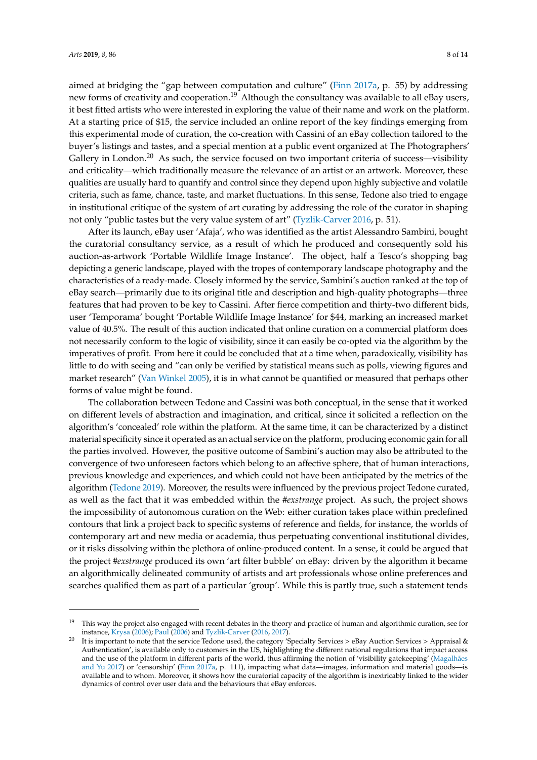aimed at bridging the "gap between computation and culture" (Finn 2017a, p. 55) by addressing new forms of creativity and cooperation.[19] Although the consultancy was available to all eBay users, it best fitted artists who were interested in exploring the value of their name and work on the platform. At a starting price of $15, the service included an online report of the key findings emerging from this experimental mode of curation, the co-creation with Cassini of an eBay collection tailored to the buyer's listings and tastes, and a special mention at a public event organized at The Photographers' Gallery in London.[20] As such, the service focused on two important criteria of success—visibility and criticality—which traditionally measure the relevance of an artist or an artwork. Moreover, these qualities are usually hard to quantify and control since they depend upon highly subjective and volatile criteria, such as fame, chance, taste, and market fluctuations. In this sense, Tedone also tried to engage in institutional critique of the system of art curating by addressing the role of the curator in shaping not only "public tastes but the very value system of art" (Tyzlik-Carver 2016, p. 51).

After its launch, eBay user 'Afaja', who was identified as the artist Alessandro Sambini, bought the curatorial consultancy service, as a result of which he produced and consequently sold his auction-as-artwork 'Portable Wildlife Image Instance'. The object, half a Tesco's shopping bag depicting a generic landscape, played with the tropes of contemporary landscape photography and the characteristics of a ready-made. Closely informed by the service, Sambini's auction ranked at the top of eBay search—primarily due to its original title and description and high-quality photographs—three features that had proven to be key to Cassini. After fierce competition and thirty-two different bids, user 'Temporama' bought 'Portable Wildlife Image Instance' for $44, marking an increased market value of 40.5%. The result of this auction indicated that online curation on a commercial platform does not necessarily conform to the logic of visibility, since it can easily be co-opted via the algorithm by the imperatives of profit. From here it could be concluded that at a time when, paradoxically, visibility has little to do with seeing and "can only be verified by statistical means such as polls, viewing figures and market research" (Van Winkel 2005), it is in what cannot be quantified or measured that perhaps other forms of value might be found.

The collaboration between Tedone and Cassini was both conceptual, in the sense that it worked on different levels of abstraction and imagination, and critical, since it solicited a reflection on the algorithm's 'concealed' role within the platform. At the same time, it can be characterized by a distinct material specificity since it operated as an actual service on the platform, producing economic gain for all the parties involved. However, the positive outcome of Sambini's auction may also be attributed to the convergence of two unforeseen factors which belong to an affective sphere, that of human interactions, previous knowledge and experiences, and which could not have been anticipated by the metrics of the algorithm (Tedone 2019). Moreover, the results were influenced by the previous project Tedone curated, as well as the fact that it was embedded within the *#exstrange* project. As such, the project shows the impossibility of autonomous curation on the Web: either curation takes place within predefined contours that link a project back to specific systems of reference and fields, for instance, the worlds of contemporary art and new media or academia, thus perpetuating conventional institutional divides, or it risks dissolving within the plethora of online-produced content. In a sense, it could be argued that the project *#exstrange* produced its own 'art filter bubble' on eBay: driven by the algorithm it became an algorithmically delineated community of artists and art professionals whose online preferences and searches qualified them as part of a particular 'group'. While this is partly true, such a statement tends

---

[19] This way the project also engaged with recent debates in the theory and practice of human and algorithmic curation, see for instance, Krysa (2006); Paul (2006) and Tyzlik-Carver (2016, 2017).

[20] It is important to note that the service Tedone used, the category 'Specialty Services > eBay Auction Services > Appraisal & Authentication', is available only to customers in the US, highlighting the different national regulations that impact access and the use of the platform in different parts of the world, thus affirming the notion of 'visibility gatekeeping' (Magalhães and Yu 2017) or 'censorship' (Finn 2017a, p. 111), impacting what data—images, information and material goods—is available and to whom. Moreover, it shows how the curatorial capacity of the algorithm is inextricably linked to the wider dynamics of control over user data and the behaviours that eBay enforces.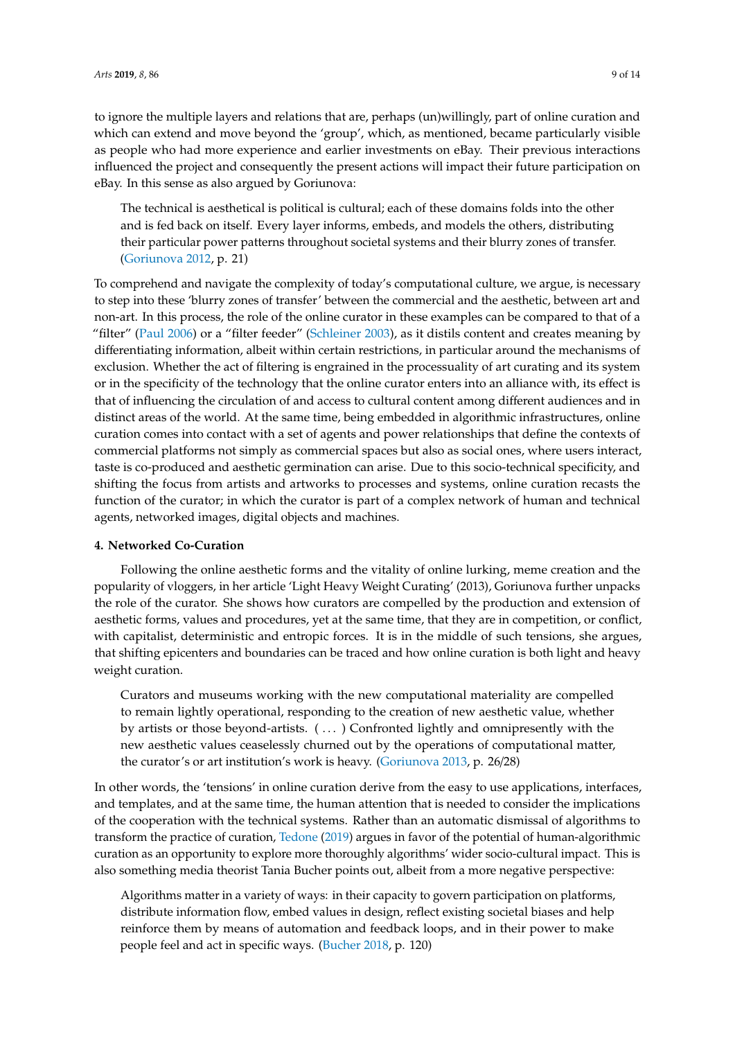to ignore the multiple layers and relations that are, perhaps (un)willingly, part of online curation and which can extend and move beyond the 'group', which, as mentioned, became particularly visible as people who had more experience and earlier investments on eBay. Their previous interactions influenced the project and consequently the present actions will impact their future participation on eBay. In this sense as also argued by Goriunova:

> The technical is aesthetical is political is cultural; each of these domains folds into the other and is fed back on itself. Every layer informs, embeds, and models the others, distributing their particular power patterns throughout societal systems and their blurry zones of transfer. (Goriunova 2012, p. 21)

To comprehend and navigate the complexity of today's computational culture, we argue, is necessary to step into these 'blurry zones of transfer' between the commercial and the aesthetic, between art and non-art. In this process, the role of the online curator in these examples can be compared to that of a "filter" (Paul 2006) or a "filter feeder" (Schleiner 2003), as it distils content and creates meaning by differentiating information, albeit within certain restrictions, in particular around the mechanisms of exclusion. Whether the act of filtering is engrained in the processuality of art curating and its system or in the specificity of the technology that the online curator enters into an alliance with, its effect is that of influencing the circulation of and access to cultural content among different audiences and in distinct areas of the world. At the same time, being embedded in algorithmic infrastructures, online curation comes into contact with a set of agents and power relationships that define the contexts of commercial platforms not simply as commercial spaces but also as social ones, where users interact, taste is co-produced and aesthetic germination can arise. Due to this socio-technical specificity, and shifting the focus from artists and artworks to processes and systems, online curation recasts the function of the curator; in which the curator is part of a complex network of human and technical agents, networked images, digital objects and machines.

## 4. Networked Co-Curation

Following the online aesthetic forms and the vitality of online lurking, meme creation and the popularity of vloggers, in her article 'Light Heavy Weight Curating' (2013), Goriunova further unpacks the role of the curator. She shows how curators are compelled by the production and extension of aesthetic forms, values and procedures, yet at the same time, that they are in competition, or conflict, with capitalist, deterministic and entropic forces. It is in the middle of such tensions, she argues, that shifting epicenters and boundaries can be traced and how online curation is both light and heavy weight curation.

> Curators and museums working with the new computational materiality are compelled to remain lightly operational, responding to the creation of new aesthetic value, whether by artists or those beyond-artists. ( ... ) Confronted lightly and omnipresently with the new aesthetic values ceaselessly churned out by the operations of computational matter, the curator's or art institution's work is heavy. (Goriunova 2013, p. 26/28)

In other words, the 'tensions' in online curation derive from the easy to use applications, interfaces, and templates, and at the same time, the human attention that is needed to consider the implications of the cooperation with the technical systems. Rather than an automatic dismissal of algorithms to transform the practice of curation, Tedone (2019) argues in favor of the potential of human-algorithmic curation as an opportunity to explore more thoroughly algorithms' wider socio-cultural impact. This is also something media theorist Tania Bucher points out, albeit from a more negative perspective:

> Algorithms matter in a variety of ways: in their capacity to govern participation on platforms, distribute information flow, embed values in design, reflect existing societal biases and help reinforce them by means of automation and feedback loops, and in their power to make people feel and act in specific ways. (Bucher 2018, p. 120)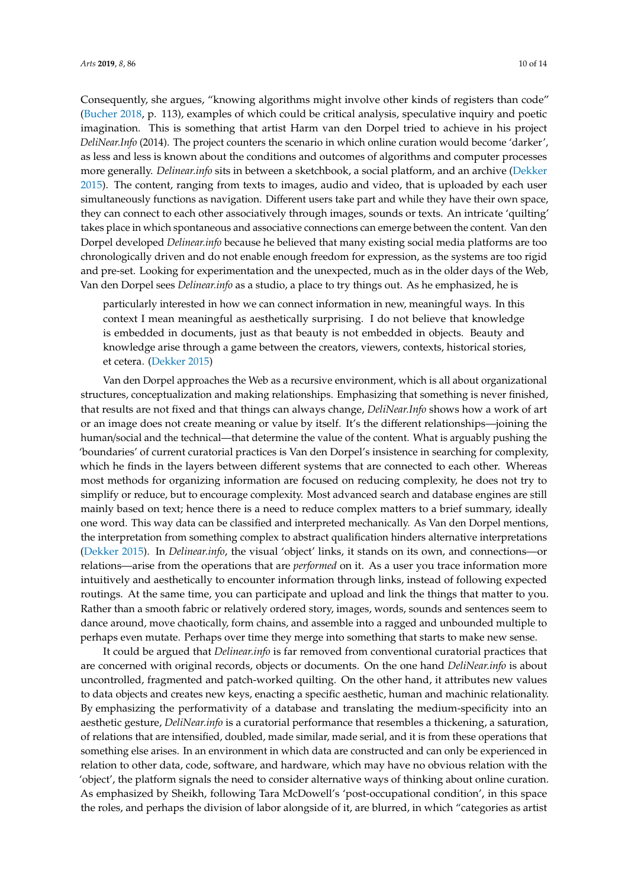Consequently, she argues, “knowing algorithms might involve other kinds of registers than code” (Bucher 2018, p. 113), examples of which could be critical analysis, speculative inquiry and poetic imagination. This is something that artist Harm van den Dorpel tried to achieve in his project *DeliNear.Info* (2014). The project counters the scenario in which online curation would become ‘darker’, as less and less is known about the conditions and outcomes of algorithms and computer processes more generally. *Delinear.info* sits in between a sketchbook, a social platform, and an archive (Dekker 2015). The content, ranging from texts to images, audio and video, that is uploaded by each user simultaneously functions as navigation. Different users take part and while they have their own space, they can connect to each other associatively through images, sounds or texts. An intricate ‘quilting’ takes place in which spontaneous and associative connections can emerge between the content. Van den Dorpel developed *Delinear.info* because he believed that many existing social media platforms are too chronologically driven and do not enable enough freedom for expression, as the systems are too rigid and pre-set. Looking for experimentation and the unexpected, much as in the older days of the Web, Van den Dorpel sees *Delinear.info* as a studio, a place to try things out. As he emphasized, he is

> particularly interested in how we can connect information in new, meaningful ways. In this context I mean meaningful as aesthetically surprising. I do not believe that knowledge is embedded in documents, just as that beauty is not embedded in objects. Beauty and knowledge arise through a game between the creators, viewers, contexts, historical stories, et cetera. (Dekker 2015)

Van den Dorpel approaches the Web as a recursive environment, which is all about organizational structures, conceptualization and making relationships. Emphasizing that something is never finished, that results are not fixed and that things can always change, *DeliNear.Info* shows how a work of art or an image does not create meaning or value by itself. It’s the different relationships—joining the human/social and the technical—that determine the value of the content. What is arguably pushing the ‘boundaries’ of current curatorial practices is Van den Dorpel’s insistence in searching for complexity, which he finds in the layers between different systems that are connected to each other. Whereas most methods for organizing information are focused on reducing complexity, he does not try to simplify or reduce, but to encourage complexity. Most advanced search and database engines are still mainly based on text; hence there is a need to reduce complex matters to a brief summary, ideally one word. This way data can be classified and interpreted mechanically. As Van den Dorpel mentions, the interpretation from something complex to abstract qualification hinders alternative interpretations (Dekker 2015). In *Delinear.info*, the visual ‘object’ links, it stands on its own, and connections—or relations—arise from the operations that are *performed* on it. As a user you trace information more intuitively and aesthetically to encounter information through links, instead of following expected routings. At the same time, you can participate and upload and link the things that matter to you. Rather than a smooth fabric or relatively ordered story, images, words, sounds and sentences seem to dance around, move chaotically, form chains, and assemble into a ragged and unbounded multiple to perhaps even mutate. Perhaps over time they merge into something that starts to make new sense.

It could be argued that *Delinear.info* is far removed from conventional curatorial practices that are concerned with original records, objects or documents. On the one hand *DeliNear.info* is about uncontrolled, fragmented and patch-worked quilting. On the other hand, it attributes new values to data objects and creates new keys, enacting a specific aesthetic, human and machinic relationality. By emphasizing the performativity of a database and translating the medium-specificity into an aesthetic gesture, *DeliNear.info* is a curatorial performance that resembles a thickening, a saturation, of relations that are intensified, doubled, made similar, made serial, and it is from these operations that something else arises. In an environment in which data are constructed and can only be experienced in relation to other data, code, software, and hardware, which may have no obvious relation with the ‘object’, the platform signals the need to consider alternative ways of thinking about online curation. As emphasized by Sheikh, following Tara McDowell’s ‘post-occupational condition’, in this space the roles, and perhaps the division of labor alongside of it, are blurred, in which “categories as artist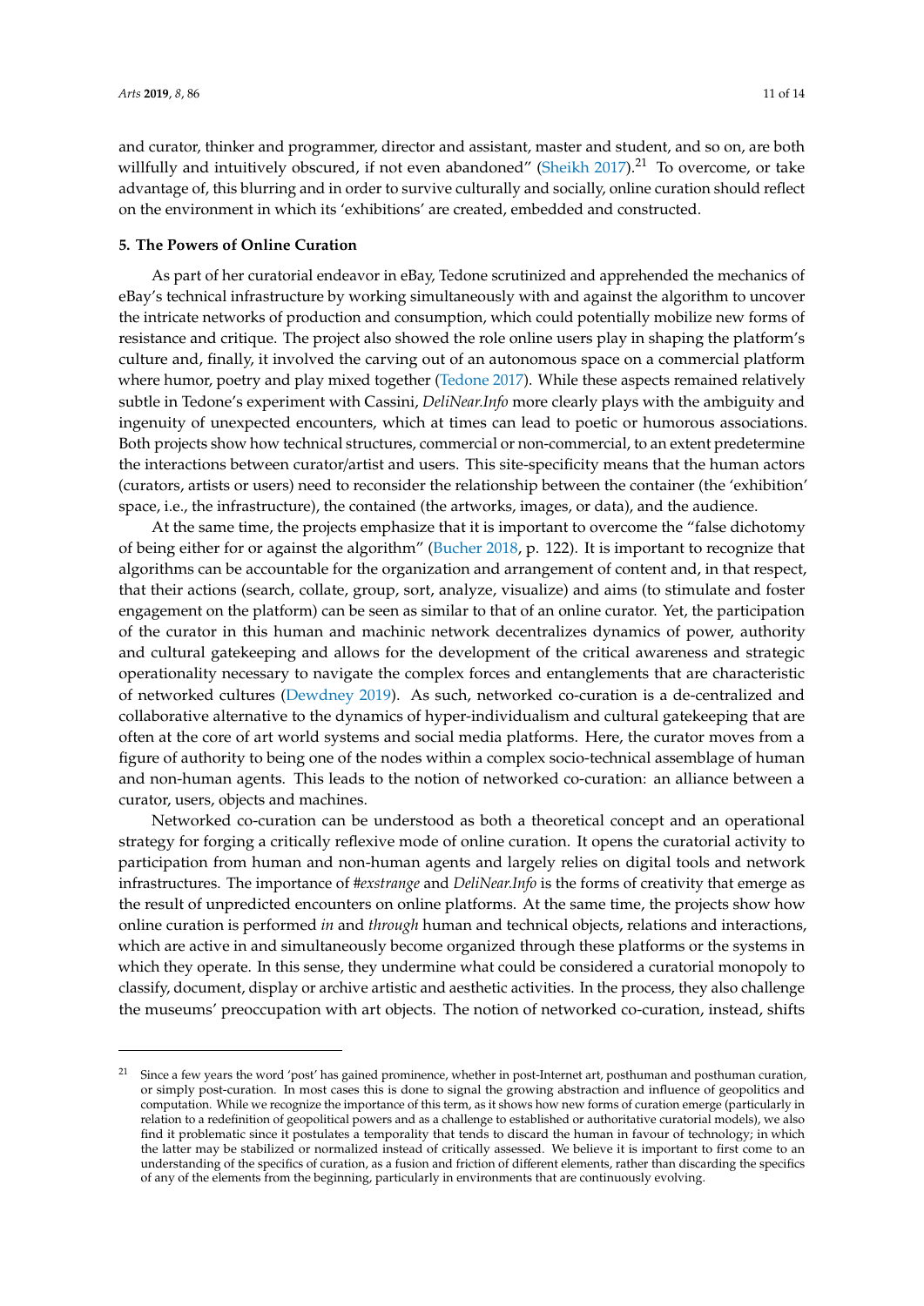and curator, thinker and programmer, director and assistant, master and student, and so on, are both willfully and intuitively obscured, if not even abandoned" (Sheikh 2017).[21] To overcome, or take advantage of, this blurring and in order to survive culturally and socially, online curation should reflect on the environment in which its 'exhibitions' are created, embedded and constructed.

**5. The Powers of Online Curation**

As part of her curatorial endeavor in eBay, Tedone scrutinized and apprehended the mechanics of eBay's technical infrastructure by working simultaneously with and against the algorithm to uncover the intricate networks of production and consumption, which could potentially mobilize new forms of resistance and critique. The project also showed the role online users play in shaping the platform's culture and, finally, it involved the carving out of an autonomous space on a commercial platform where humor, poetry and play mixed together (Tedone 2017). While these aspects remained relatively subtle in Tedone's experiment with Cassini, *DeliNear.Info* more clearly plays with the ambiguity and ingenuity of unexpected encounters, which at times can lead to poetic or humorous associations. Both projects show how technical structures, commercial or non-commercial, to an extent predetermine the interactions between curator/artist and users. This site-specificity means that the human actors (curators, artists or users) need to reconsider the relationship between the container (the 'exhibition' space, i.e., the infrastructure), the contained (the artworks, images, or data), and the audience.

At the same time, the projects emphasize that it is important to overcome the "false dichotomy of being either for or against the algorithm" (Bucher 2018, p. 122). It is important to recognize that algorithms can be accountable for the organization and arrangement of content and, in that respect, that their actions (search, collate, group, sort, analyze, visualize) and aims (to stimulate and foster engagement on the platform) can be seen as similar to that of an online curator. Yet, the participation of the curator in this human and machinic network decentralizes dynamics of power, authority and cultural gatekeeping and allows for the development of the critical awareness and strategic operationality necessary to navigate the complex forces and entanglements that are characteristic of networked cultures (Dewdney 2019). As such, networked co-curation is a de-centralized and collaborative alternative to the dynamics of hyper-individualism and cultural gatekeeping that are often at the core of art world systems and social media platforms. Here, the curator moves from a figure of authority to being one of the nodes within a complex socio-technical assemblage of human and non-human agents. This leads to the notion of networked co-curation: an alliance between a curator, users, objects and machines.

Networked co-curation can be understood as both a theoretical concept and an operational strategy for forging a critically reflexive mode of online curation. It opens the curatorial activity to participation from human and non-human agents and largely relies on digital tools and network infrastructures. The importance of *#exstrange* and *DeliNear.Info* is the forms of creativity that emerge as the result of unpredicted encounters on online platforms. At the same time, the projects show how online curation is performed *in* and *through* human and technical objects, relations and interactions, which are active in and simultaneously become organized through these platforms or the systems in which they operate. In this sense, they undermine what could be considered a curatorial monopoly to classify, document, display or archive artistic and aesthetic activities. In the process, they also challenge the museums' preoccupation with art objects. The notion of networked co-curation, instead, shifts

[21] Since a few years the word 'post' has gained prominence, whether in post-Internet art, posthuman and posthuman curation, or simply post-curation. In most cases this is done to signal the growing abstraction and influence of geopolitics and computation. While we recognize the importance of this term, as it shows how new forms of curation emerge (particularly in relation to a redefinition of geopolitical powers and as a challenge to established or authoritative curatorial models), we also find it problematic since it postulates a temporality that tends to discard the human in favour of technology; in which the latter may be stabilized or normalized instead of critically assessed. We believe it is important to first come to an understanding of the specifics of curation, as a fusion and friction of different elements, rather than discarding the specifics of any of the elements from the beginning, particularly in environments that are continuously evolving.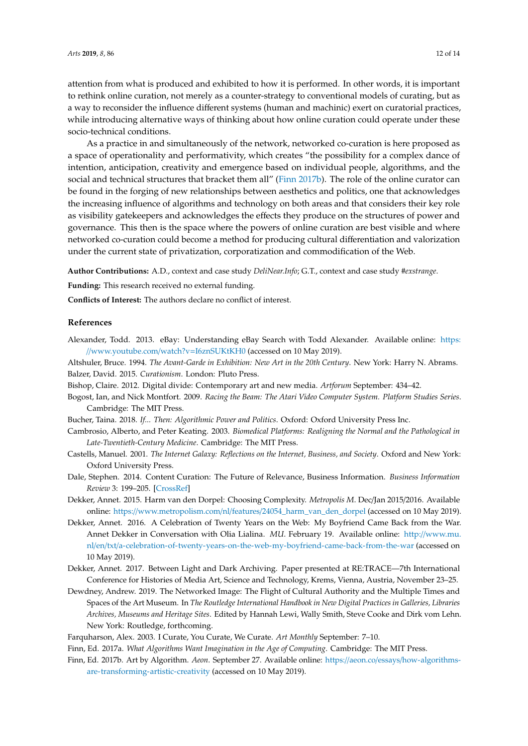attention from what is produced and exhibited to how it is performed. In other words, it is important to rethink online curation, not merely as a counter-strategy to conventional models of curating, but as a way to reconsider the influence different systems (human and machinic) exert on curatorial practices, while introducing alternative ways of thinking about how online curation could operate under these socio-technical conditions.

As a practice in and simultaneously of the network, networked co-curation is here proposed as a space of operationality and performativity, which creates "the possibility for a complex dance of intention, anticipation, creativity and emergence based on individual people, algorithms, and the social and technical structures that bracket them all" (Finn 2017b). The role of the online curator can be found in the forging of new relationships between aesthetics and politics, one that acknowledges the increasing influence of algorithms and technology on both areas and that considers their key role as visibility gatekeepers and acknowledges the effects they produce on the structures of power and governance. This then is the space where the powers of online curation are best visible and where networked co-curation could become a method for producing cultural differentiation and valorization under the current state of privatization, corporatization and commodification of the Web.

**Author Contributions:** A.D., context and case study *DeliNear.Info*; G.T., context and case study *#exstrange*.

**Funding:** This research received no external funding.

**Conflicts of Interest:** The authors declare no conflict of interest.

## References

Alexander, Todd. 2013. eBay: Understanding eBay Search with Todd Alexander. Available online: https://www.youtube.com/watch?v=I6znSUKtKH0 (accessed on 10 May 2019).

Altshuler, Bruce. 1994. *The Avant-Garde in Exhibition: New Art in the 20th Century*. New York: Harry N. Abrams.

Balzer, David. 2015. *Curationism*. London: Pluto Press.

Bishop, Claire. 2012. Digital divide: Contemporary art and new media. *Artforum* September: 434–42.

Bogost, Ian, and Nick Montfort. 2009. *Racing the Beam: The Atari Video Computer System*. *Platform Studies Series*. Cambridge: The MIT Press.

Bucher, Taina. 2018. *If... Then: Algorithmic Power and Politics*. Oxford: Oxford University Press Inc.

Cambrosio, Alberto, and Peter Keating. 2003. *Biomedical Platforms: Realigning the Normal and the Pathological in Late-Twentieth-Century Medicine*. Cambridge: The MIT Press.

Castells, Manuel. 2001. *The Internet Galaxy: Reflections on the Internet, Business, and Society*. Oxford and New York: Oxford University Press.

Dale, Stephen. 2014. Content Curation: The Future of Relevance, Business Information. *Business Information Review* 3: 199–205. [CrossRef]

Dekker, Annet. 2015. Harm van den Dorpel: Choosing Complexity. *Metropolis M*. Dec/Jan 2015/2016. Available online: https://www.metropolism.com/nl/features/24054_harm_van_den_dorpel (accessed on 10 May 2019).

Dekker, Annet. 2016. A Celebration of Twenty Years on the Web: My Boyfriend Came Back from the War. Annet Dekker in Conversation with Olia Lialina. *MU*. February 19. Available online: http://www.mu.nl/en/txt/a-celebration-of-twenty-years-on-the-web-my-boyfriend-came-back-from-the-war (accessed on 10 May 2019).

Dekker, Annet. 2017. Between Light and Dark Archiving. Paper presented at RE:TRACE—7th International Conference for Histories of Media Art, Science and Technology, Krems, Vienna, Austria, November 23–25.

Dewdney, Andrew. 2019. The Networked Image: The Flight of Cultural Authority and the Multiple Times and Spaces of the Art Museum. In *The Routledge International Handbook in New Digital Practices in Galleries, Libraries Archives, Museums and Heritage Sites*. Edited by Hannah Lewi, Wally Smith, Steve Cooke and Dirk vom Lehn. New York: Routledge, forthcoming.

Farquharson, Alex. 2003. I Curate, You Curate, We Curate. *Art Monthly* September: 7–10.

Finn, Ed. 2017a. *What Algorithms Want Imagination in the Age of Computing*. Cambridge: The MIT Press.

Finn, Ed. 2017b. Art by Algorithm. *Aeon*. September 27. Available online: https://aeon.co/essays/how-algorithms-are-transforming-artistic-creativity (accessed on 10 May 2019).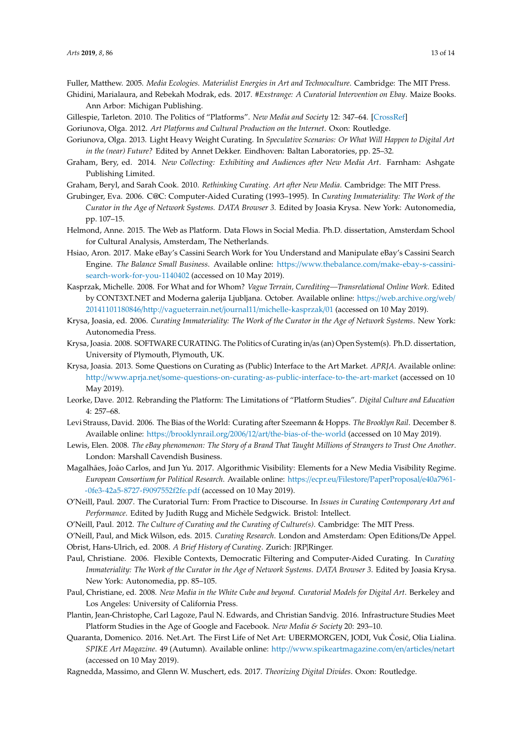Fuller, Matthew. 2005. *Media Ecologies. Materialist Energies in Art and Technoculture*. Cambridge: The MIT Press.

Ghidini, Marialaura, and Rebekah Modrak, eds. 2017. *#Exstrange: A Curatorial Intervention on Ebay*. Maize Books. Ann Arbor: Michigan Publishing.

Gillespie, Tarleton. 2010. The Politics of "Platforms". *New Media and Society* 12: 347–64. [CrossRef]

Goriunova, Olga. 2012. *Art Platforms and Cultural Production on the Internet*. Oxon: Routledge.

Goriunova, Olga. 2013. Light Heavy Weight Curating. In *Speculative Scenarios: Or What Will Happen to Digital Art in the (near) Future?* Edited by Annet Dekker. Eindhoven: Baltan Laboratories, pp. 25–32.

Graham, Bery, ed. 2014. *New Collecting: Exhibiting and Audiences after New Media Art*. Farnham: Ashgate Publishing Limited.

Graham, Beryl, and Sarah Cook. 2010. *Rethinking Curating. Art after New Media*. Cambridge: The MIT Press.

Grubinger, Eva. 2006. C@C: Computer-Aided Curating (1993–1995). In *Curating Immateriality: The Work of the Curator in the Age of Network Systems. DATA Browser 3*. Edited by Joasia Krysa. New York: Autonomedia, pp. 107–15.

Helmond, Anne. 2015. The Web as Platform. Data Flows in Social Media. Ph.D. dissertation, Amsterdam School for Cultural Analysis, Amsterdam, The Netherlands.

Hsiao, Aron. 2017. Make eBay's Cassini Search Work for You Understand and Manipulate eBay's Cassini Search Engine. *The Balance Small Business*. Available online: https://www.thebalance.com/make-ebay-s-cassini-search-work-for-you-1140402 (accessed on 10 May 2019).

Kasprzak, Michelle. 2008. For What and for Whom? *Vague Terrain, Curediting—Transrelational Online Work*. Edited by CONT3XT.NET and Moderna galerija Ljubljana. October. Available online: https://web.archive.org/web/20141101180846/http://vagueterrain.net/journal11/michelle-kasprzak/01 (accessed on 10 May 2019).

Krysa, Joasia, ed. 2006. *Curating Immateriality: The Work of the Curator in the Age of Network Systems*. New York: Autonomedia Press.

Krysa, Joasia. 2008. SOFTWARE CURATING. The Politics of Curating in/as (an) Open System(s). Ph.D. dissertation, University of Plymouth, Plymouth, UK.

Krysa, Joasia. 2013. Some Questions on Curating as (Public) Interface to the Art Market. *APRJA*. Available online: http://www.aprja.net/some-questions-on-curating-as-public-interface-to-the-art-market (accessed on 10 May 2019).

Leorke, Dave. 2012. Rebranding the Platform: The Limitations of "Platform Studies". *Digital Culture and Education* 4: 257–68.

Levi Strauss, David. 2006. The Bias of the World: Curating after Szeemann & Hopps. *The Brooklyn Rail*. December 8. Available online: https://brooklynrail.org/2006/12/art/the-bias-of-the-world (accessed on 10 May 2019).

Lewis, Elen. 2008. *The eBay phenomenon: The Story of a Brand That Taught Millions of Strangers to Trust One Another*. London: Marshall Cavendish Business.

Magalhães, João Carlos, and Jun Yu. 2017. Algorithmic Visibility: Elements for a New Media Visibility Regime. *European Consortium for Political Research*. Available online: https://ecpr.eu/Filestore/PaperProposal/e40a7961-0fe3-42a5-8727-f9097552f2fe.pdf (accessed on 10 May 2019).

O'Neill, Paul. 2007. The Curatorial Turn: From Practice to Discourse. In *Issues in Curating Contemporary Art and Performance*. Edited by Judith Rugg and Michèle Sedgwick. Bristol: Intellect.

O'Neill, Paul. 2012. *The Culture of Curating and the Curating of Culture(s)*. Cambridge: The MIT Press.

O'Neill, Paul, and Mick Wilson, eds. 2015. *Curating Research*. London and Amsterdam: Open Editions/De Appel.

Obrist, Hans-Ulrich, ed. 2008. *A Brief History of Curating*. Zurich: JRP|Ringer.

Paul, Christiane. 2006. Flexible Contexts, Democratic Filtering and Computer-Aided Curating. In *Curating Immateriality: The Work of the Curator in the Age of Network Systems. DATA Browser 3*. Edited by Joasia Krysa. New York: Autonomedia, pp. 85–105.

Paul, Christiane, ed. 2008. *New Media in the White Cube and beyond. Curatorial Models for Digital Art*. Berkeley and Los Angeles: University of California Press.

Plantin, Jean-Christophe, Carl Lagoze, Paul N. Edwards, and Christian Sandvig. 2016. Infrastructure Studies Meet Platform Studies in the Age of Google and Facebook. *New Media & Society* 20: 293–10.

Quaranta, Domenico. 2016. Net.Art. The First Life of Net Art: UBERMORGEN, JODI, Vuk Ćosić, Olia Lialina. *SPIKE Art Magazine*. 49 (Autumn). Available online: http://www.spikeartmagazine.com/en/articles/netart (accessed on 10 May 2019).

Ragnedda, Massimo, and Glenn W. Muschert, eds. 2017. *Theorizing Digital Divides*. Oxon: Routledge.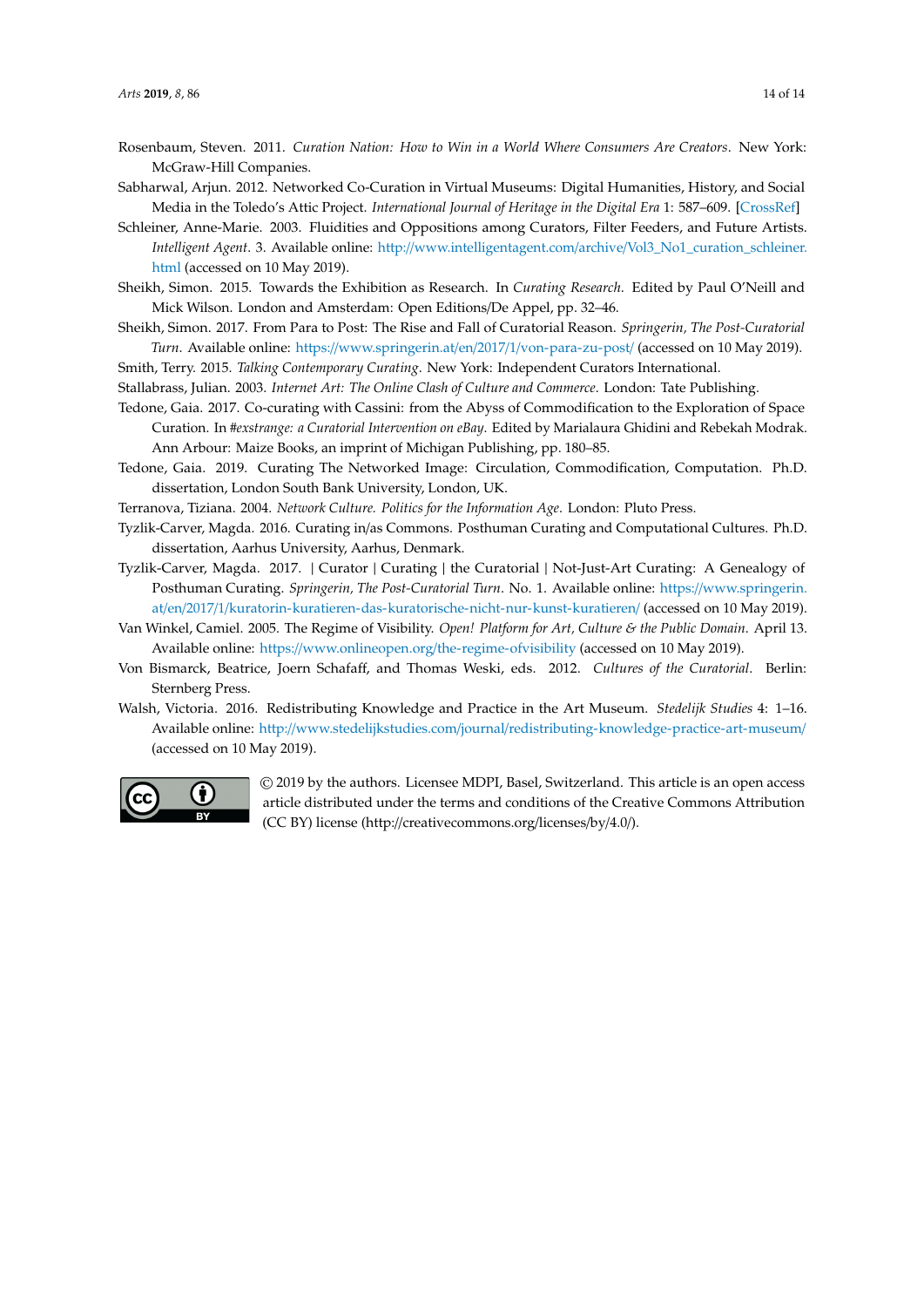Rosenbaum, Steven. 2011. *Curation Nation: How to Win in a World Where Consumers Are Creators*. New York: McGraw-Hill Companies.

Sabharwal, Arjun. 2012. Networked Co-Curation in Virtual Museums: Digital Humanities, History, and Social Media in the Toledo's Attic Project. *International Journal of Heritage in the Digital Era* 1: 587–609. [CrossRef]

Schleiner, Anne-Marie. 2003. Fluidities and Oppositions among Curators, Filter Feeders, and Future Artists. *Intelligent Agent*. 3. Available online: http://www.intelligentagent.com/archive/Vol3_No1_curation_schleiner.html (accessed on 10 May 2019).

Sheikh, Simon. 2015. Towards the Exhibition as Research. In *Curating Research*. Edited by Paul O'Neill and Mick Wilson. London and Amsterdam: Open Editions/De Appel, pp. 32–46.

Sheikh, Simon. 2017. From Para to Post: The Rise and Fall of Curatorial Reason. *Springerin, The Post-Curatorial Turn*. Available online: https://www.springerin.at/en/2017/1/von-para-zu-post/ (accessed on 10 May 2019).

Smith, Terry. 2015. *Talking Contemporary Curating*. New York: Independent Curators International.

Stallabrass, Julian. 2003. *Internet Art: The Online Clash of Culture and Commerce*. London: Tate Publishing.

Tedone, Gaia. 2017. Co-curating with Cassini: from the Abyss of Commodification to the Exploration of Space Curation. In *#exstrange: a Curatorial Intervention on eBay*. Edited by Marialaura Ghidini and Rebekah Modrak. Ann Arbour: Maize Books, an imprint of Michigan Publishing, pp. 180–85.

Tedone, Gaia. 2019. Curating The Networked Image: Circulation, Commodification, Computation. Ph.D. dissertation, London South Bank University, London, UK.

Terranova, Tiziana. 2004. *Network Culture. Politics for the Information Age*. London: Pluto Press.

Tyzlik-Carver, Magda. 2016. Curating in/as Commons. Posthuman Curating and Computational Cultures. Ph.D. dissertation, Aarhus University, Aarhus, Denmark.

Tyzlik-Carver, Magda. 2017. | Curator | Curating | the Curatorial | Not-Just-Art Curating: A Genealogy of Posthuman Curating. *Springerin, The Post-Curatorial Turn*. No. 1. Available online: https://www.springerin.at/en/2017/1/kuratorin-kuratieren-das-kuratorische-nicht-nur-kunst-kuratieren/ (accessed on 10 May 2019).

Van Winkel, Camiel. 2005. The Regime of Visibility. *Open! Platform for Art, Culture & the Public Domain*. April 13. Available online: https://www.onlineopen.org/the-regime-ofvisibility (accessed on 10 May 2019).

Von Bismarck, Beatrice, Joern Schafaff, and Thomas Weski, eds. 2012. *Cultures of the Curatorial*. Berlin: Sternberg Press.

Walsh, Victoria. 2016. Redistributing Knowledge and Practice in the Art Museum. *Stedelijk Studies* 4: 1–16. Available online: http://www.stedelijkstudies.com/journal/redistributing-knowledge-practice-art-museum/ (accessed on 10 May 2019).

© 2019 by the authors. Licensee MDPI, Basel, Switzerland. This article is an open access article distributed under the terms and conditions of the Creative Commons Attribution (CC BY) license (http://creativecommons.org/licenses/by/4.0/).